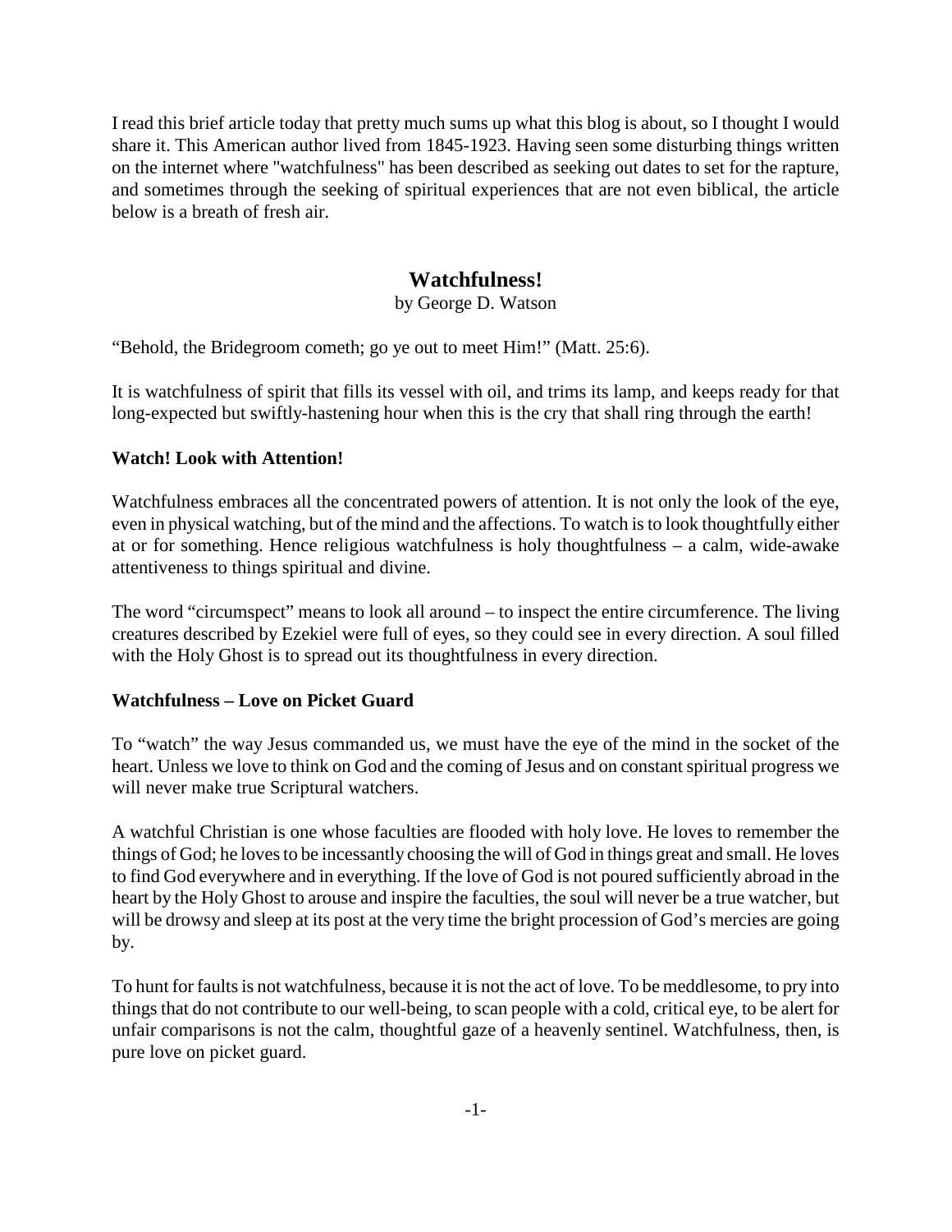I read this brief article today that pretty much sums up what this blog is about, so I thought I would share it. This American author lived from 1845-1923. Having seen some disturbing things written on the internet where "watchfulness" has been described as seeking out dates to set for the rapture, and sometimes through the seeking of spiritual experiences that are not even biblical, the article below is a breath of fresh air.

## Watchfulness!

by George D. Watson

"Behold, the Bridegroom cometh; go ye out to meet Him!" (Matt. 25:6).

It is watchfulness of spirit that fills its vessel with oil, and trims its lamp, and keeps ready for that long-expected but swiftly-hastening hour when this is the cry that shall ring through the earth!

**Watch! Look with Attention!**

Watchfulness embraces all the concentrated powers of attention. It is not only the look of the eye, even in physical watching, but of the mind and the affections. To watch is to look thoughtfully either at or for something. Hence religious watchfulness is holy thoughtfulness – a calm, wide-awake attentiveness to things spiritual and divine.

The word "circumspect" means to look all around – to inspect the entire circumference. The living creatures described by Ezekiel were full of eyes, so they could see in every direction. A soul filled with the Holy Ghost is to spread out its thoughtfulness in every direction.

**Watchfulness – Love on Picket Guard**

To "watch" the way Jesus commanded us, we must have the eye of the mind in the socket of the heart. Unless we love to think on God and the coming of Jesus and on constant spiritual progress we will never make true Scriptural watchers.

A watchful Christian is one whose faculties are flooded with holy love. He loves to remember the things of God; he loves to be incessantly choosing the will of God in things great and small. He loves to find God everywhere and in everything. If the love of God is not poured sufficiently abroad in the heart by the Holy Ghost to arouse and inspire the faculties, the soul will never be a true watcher, but will be drowsy and sleep at its post at the very time the bright procession of God's mercies are going by.

To hunt for faults is not watchfulness, because it is not the act of love. To be meddlesome, to pry into things that do not contribute to our well-being, to scan people with a cold, critical eye, to be alert for unfair comparisons is not the calm, thoughtful gaze of a heavenly sentinel. Watchfulness, then, is pure love on picket guard.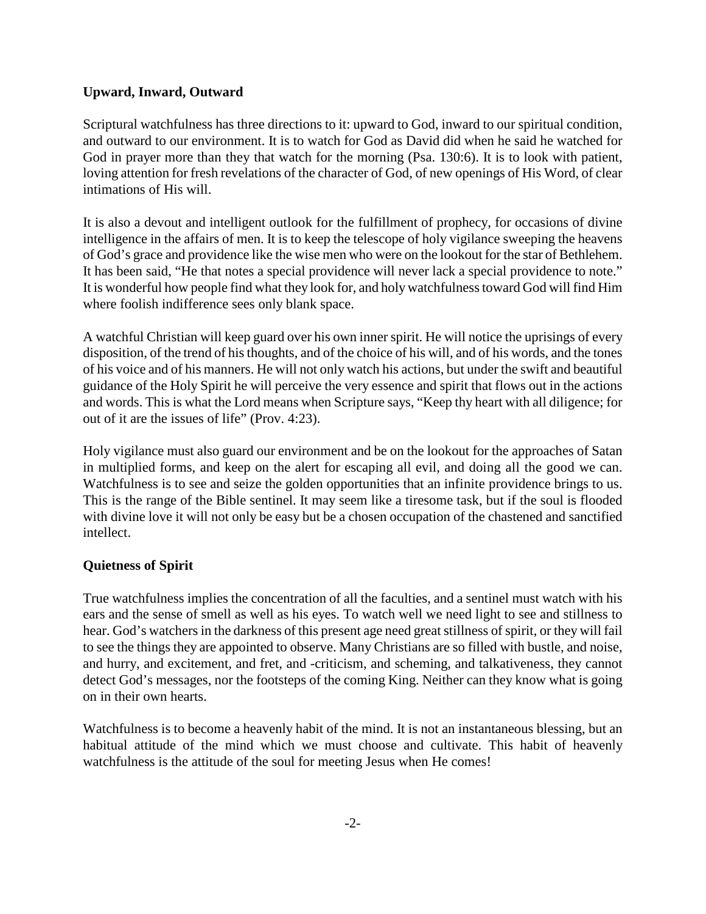**Upward, Inward, Outward**

Scriptural watchfulness has three directions to it: upward to God, inward to our spiritual condition, and outward to our environment. It is to watch for God as David did when he said he watched for God in prayer more than they that watch for the morning (Psa. 130:6). It is to look with patient, loving attention for fresh revelations of the character of God, of new openings of His Word, of clear intimations of His will.

It is also a devout and intelligent outlook for the fulfillment of prophecy, for occasions of divine intelligence in the affairs of men. It is to keep the telescope of holy vigilance sweeping the heavens of God's grace and providence like the wise men who were on the lookout for the star of Bethlehem. It has been said, "He that notes a special providence will never lack a special providence to note." It is wonderful how people find what they look for, and holy watchfulness toward God will find Him where foolish indifference sees only blank space.

A watchful Christian will keep guard over his own inner spirit. He will notice the uprisings of every disposition, of the trend of his thoughts, and of the choice of his will, and of his words, and the tones of his voice and of his manners. He will not only watch his actions, but under the swift and beautiful guidance of the Holy Spirit he will perceive the very essence and spirit that flows out in the actions and words. This is what the Lord means when Scripture says, "Keep thy heart with all diligence; for out of it are the issues of life" (Prov. 4:23).

Holy vigilance must also guard our environment and be on the lookout for the approaches of Satan in multiplied forms, and keep on the alert for escaping all evil, and doing all the good we can. Watchfulness is to see and seize the golden opportunities that an infinite providence brings to us. This is the range of the Bible sentinel. It may seem like a tiresome task, but if the soul is flooded with divine love it will not only be easy but be a chosen occupation of the chastened and sanctified intellect.

**Quietness of Spirit**

True watchfulness implies the concentration of all the faculties, and a sentinel must watch with his ears and the sense of smell as well as his eyes. To watch well we need light to see and stillness to hear. God's watchers in the darkness of this present age need great stillness of spirit, or they will fail to see the things they are appointed to observe. Many Christians are so filled with bustle, and noise, and hurry, and excitement, and fret, and -criticism, and scheming, and talkativeness, they cannot detect God's messages, nor the footsteps of the coming King. Neither can they know what is going on in their own hearts.

Watchfulness is to become a heavenly habit of the mind. It is not an instantaneous blessing, but an habitual attitude of the mind which we must choose and cultivate. This habit of heavenly watchfulness is the attitude of the soul for meeting Jesus when He comes!